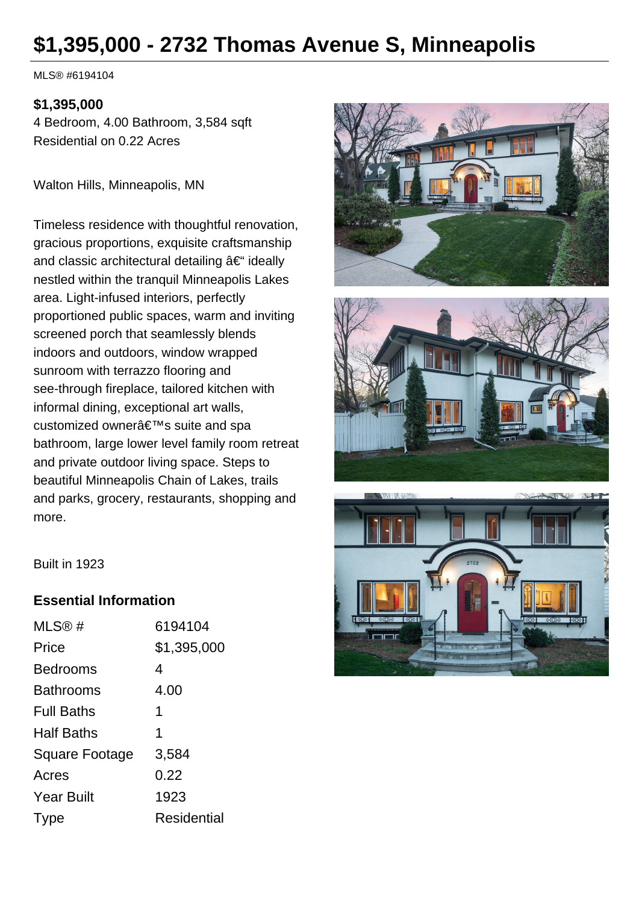# $1,395,000 - 2732 Thomas Avenue S, Minneapolis

MLS® #6194104

**$1,395,000**
4 Bedroom, 4.00 Bathroom, 3,584 sqft
Residential on 0.22 Acres

Walton Hills, Minneapolis, MN

Timeless residence with thoughtful renovation, gracious proportions, exquisite craftsmanship and classic architectural detailing â€“ ideally nestled within the tranquil Minneapolis Lakes area. Light-infused interiors, perfectly proportioned public spaces, warm and inviting screened porch that seamlessly blends indoors and outdoors, window wrapped sunroom with terrazzo flooring and see-through fireplace, tailored kitchen with informal dining, exceptional art walls, customized ownerâ€™s suite and spa bathroom, large lower level family room retreat and private outdoor living space. Steps to beautiful Minneapolis Chain of Lakes, trails and parks, grocery, restaurants, shopping and more.

Built in 1923

## Essential Information

| | |
|---|---|
| MLS® # | 6194104 |
| Price | $1,395,000 |
| Bedrooms | 4 |
| Bathrooms | 4.00 |
| Full Baths | 1 |
| Half Baths | 1 |
| Square Footage | 3,584 |
| Acres | 0.22 |
| Year Built | 1923 |
| Type | Residential |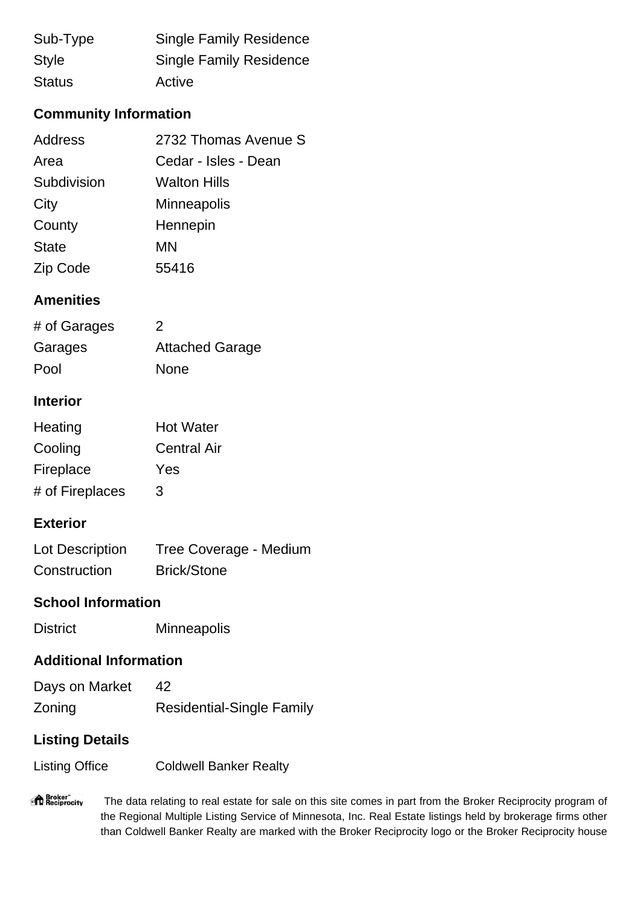| | |
|---|---|
| Sub-Type | Single Family Residence |
| Style | Single Family Residence |
| Status | Active |

## Community Information

| | |
|---|---|
| Address | 2732 Thomas Avenue S |
| Area | Cedar - Isles - Dean |
| Subdivision | Walton Hills |
| City | Minneapolis |
| County | Hennepin |
| State | MN |
| Zip Code | 55416 |

## Amenities

| | |
|---|---|
| # of Garages | 2 |
| Garages | Attached Garage |
| Pool | None |

## Interior

| | |
|---|---|
| Heating | Hot Water |
| Cooling | Central Air |
| Fireplace | Yes |
| # of Fireplaces | 3 |

## Exterior

| | |
|---|---|
| Lot Description | Tree Coverage - Medium |
| Construction | Brick/Stone |

## School Information

| | |
|---|---|
| District | Minneapolis |

## Additional Information

| | |
|---|---|
| Days on Market | 42 |
| Zoning | Residential-Single Family |

## Listing Details

| | |
|---|---|
| Listing Office | Coldwell Banker Realty |

Broker Reciprocity The data relating to real estate for sale on this site comes in part from the Broker Reciprocity program of the Regional Multiple Listing Service of Minnesota, Inc. Real Estate listings held by brokerage firms other than Coldwell Banker Realty are marked with the Broker Reciprocity logo or the Broker Reciprocity house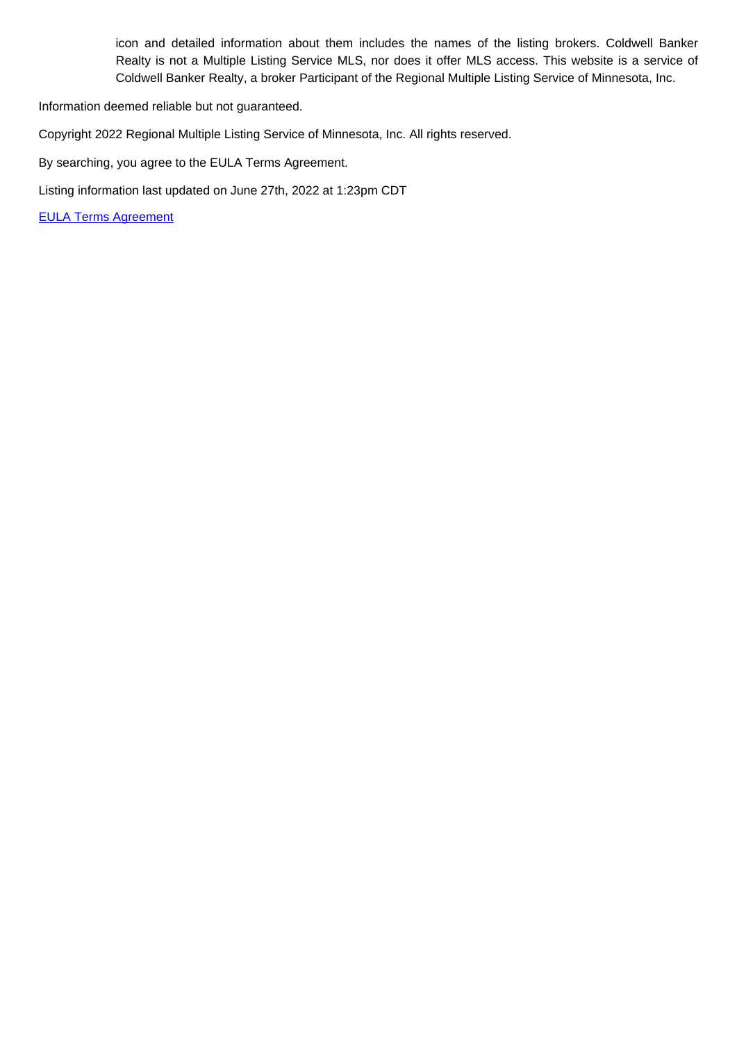icon and detailed information about them includes the names of the listing brokers. Coldwell Banker Realty is not a Multiple Listing Service MLS, nor does it offer MLS access. This website is a service of Coldwell Banker Realty, a broker Participant of the Regional Multiple Listing Service of Minnesota, Inc.

Information deemed reliable but not guaranteed.

Copyright 2022 Regional Multiple Listing Service of Minnesota, Inc. All rights reserved.

By searching, you agree to the EULA Terms Agreement.

Listing information last updated on June 27th, 2022 at 1:23pm CDT

EULA Terms Agreement